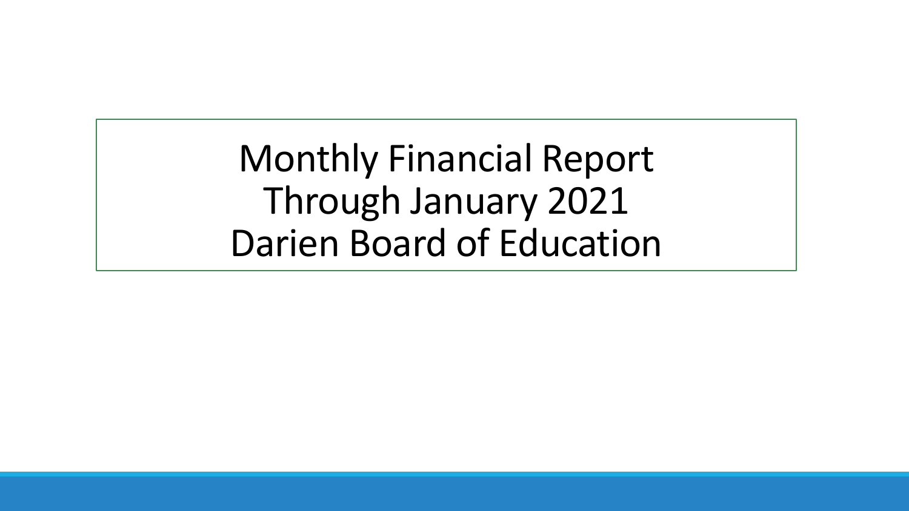# Monthly Financial Report
# Through January 2021
# Darien Board of Education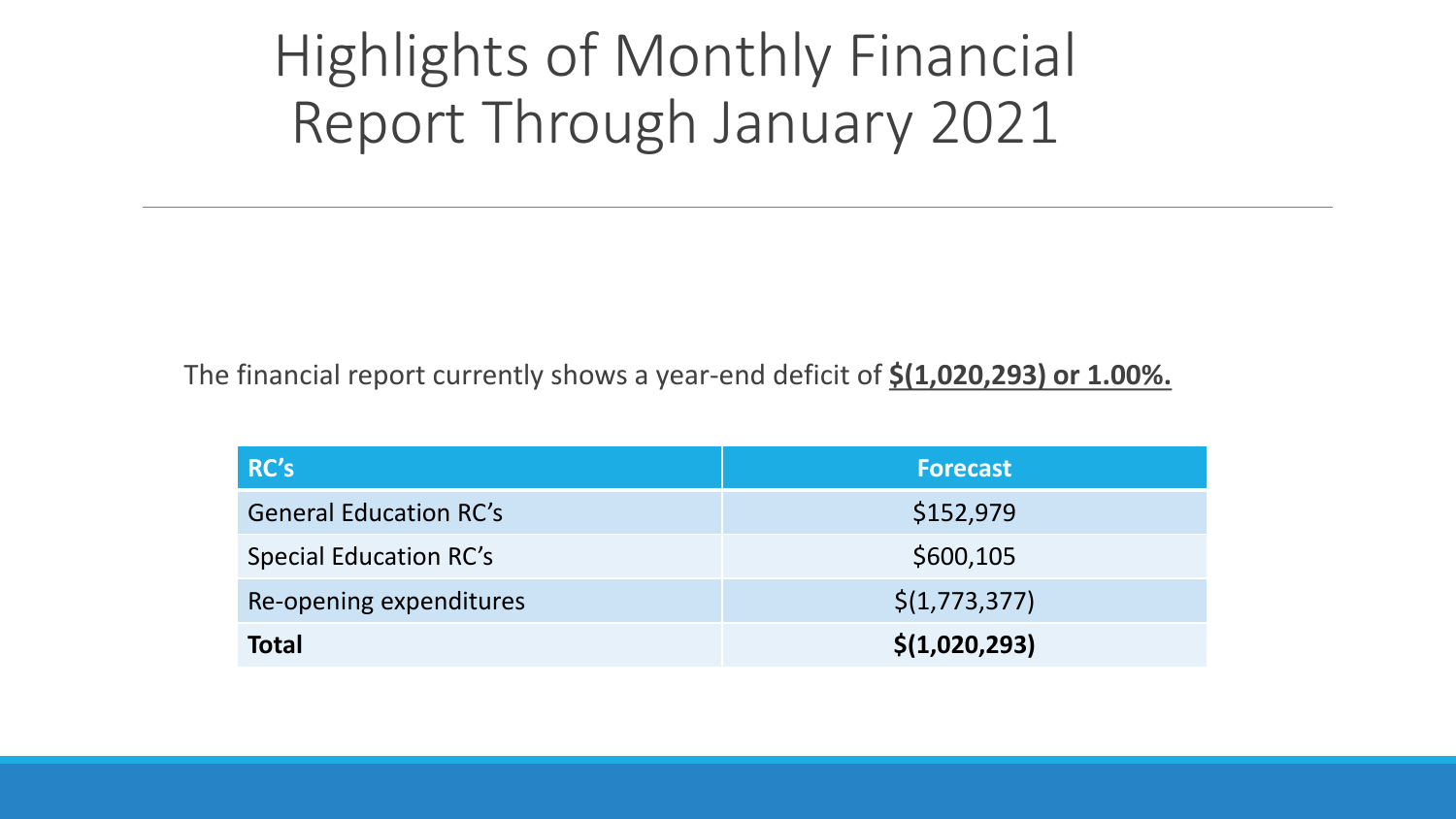# Highlights of Monthly Financial Report Through January 2021

The financial report currently shows a year-end deficit of **$(1,020,293) or 1.00%.**

| RC's | Forecast |
|---|---|
| General Education RC's | $152,979 |
| Special Education RC's | $600,105 |
| Re-opening expenditures | $(1,773,377) |
| **Total** | **$(1,020,293)** |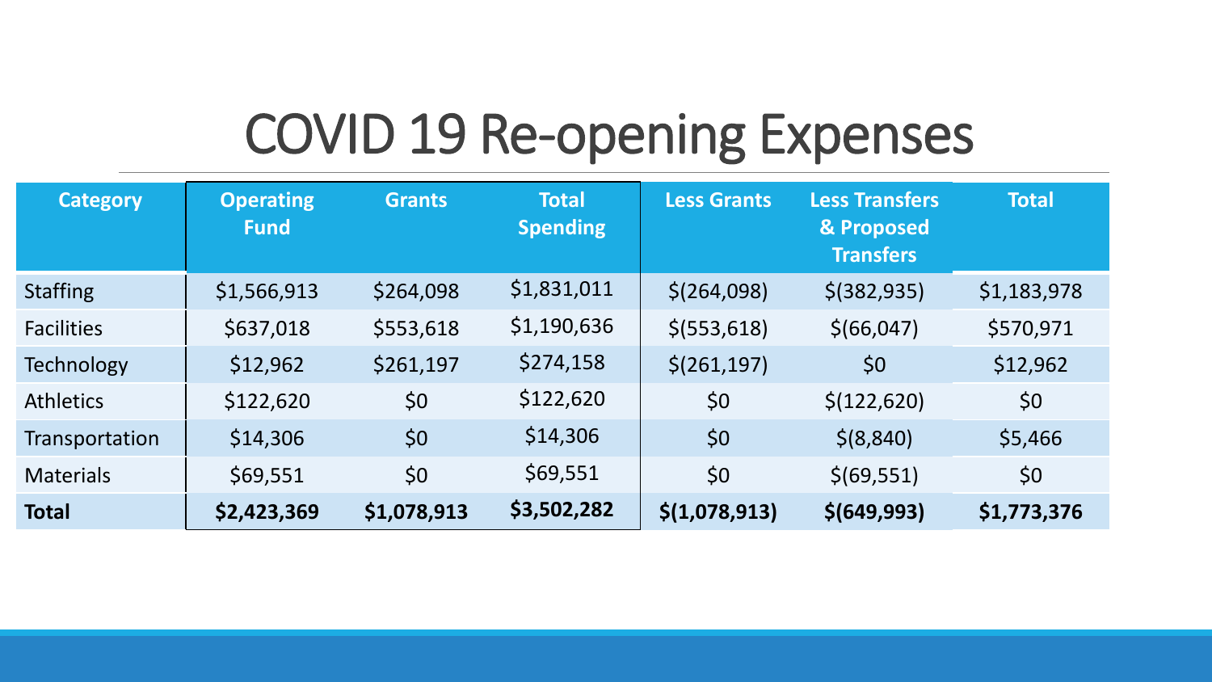# COVID 19 Re-opening Expenses

| Category | Operating Fund | Grants | Total Spending | Less Grants | Less Transfers & Proposed Transfers | Total |
|---|---|---|---|---|---|---|
| Staffing | $1,566,913 | $264,098 | $1,831,011 | $(264,098) | $(382,935) | $1,183,978 |
| Facilities | $637,018 | $553,618 | $1,190,636 | $(553,618) | $(66,047) | $570,971 |
| Technology | $12,962 | $261,197 | $274,158 | $(261,197) | $0 | $12,962 |
| Athletics | $122,620 | $0 | $122,620 | $0 | $(122,620) | $0 |
| Transportation | $14,306 | $0 | $14,306 | $0 | $(8,840) | $5,466 |
| Materials | $69,551 | $0 | $69,551 | $0 | $(69,551) | $0 |
| **Total** | **$2,423,369** | **$1,078,913** | **$3,502,282** | **$(1,078,913)** | **$(649,993)** | **$1,773,376** |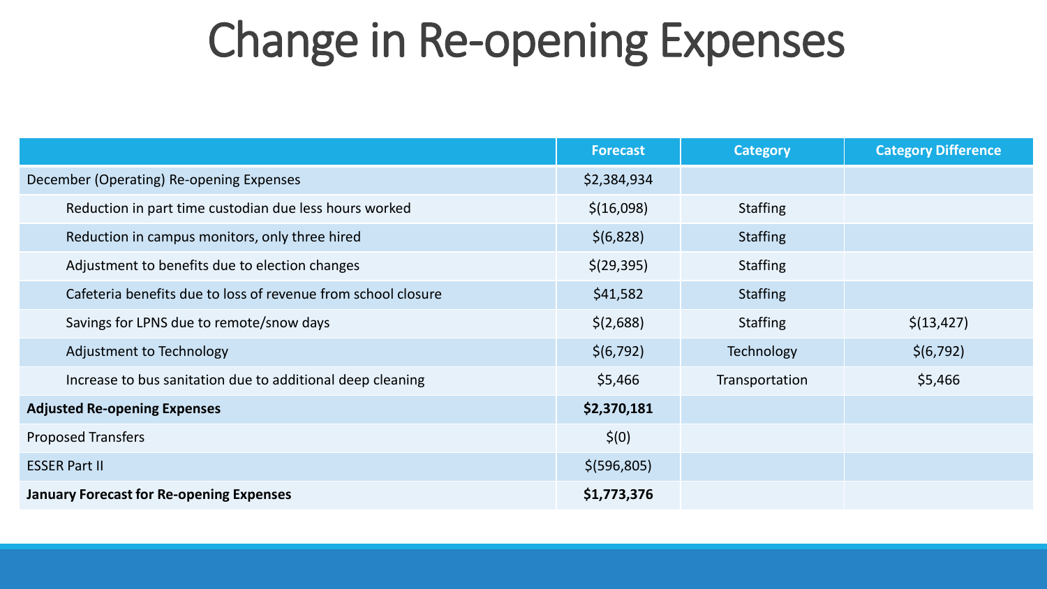# Change in Re-opening Expenses

| | Forecast | Category | Category Difference |
|---|---|---|---|
| December (Operating) Re-opening Expenses | $2,384,934 | | |
| Reduction in part time custodian due less hours worked | $(16,098) | Staffing | |
| Reduction in campus monitors, only three hired | $(6,828) | Staffing | |
| Adjustment to benefits due to election changes | $(29,395) | Staffing | |
| Cafeteria benefits due to loss of revenue from school closure | $41,582 | Staffing | |
| Savings for LPNS due to remote/snow days | $(2,688) | Staffing | $(13,427) |
| Adjustment to Technology | $(6,792) | Technology | $(6,792) |
| Increase to bus sanitation due to additional deep cleaning | $5,466 | Transportation | $5,466 |
| **Adjusted Re-opening Expenses** | **$2,370,181** | | |
| Proposed Transfers | $(0) | | |
| ESSER Part II | $(596,805) | | |
| **January Forecast for Re-opening Expenses** | **$1,773,376** | | |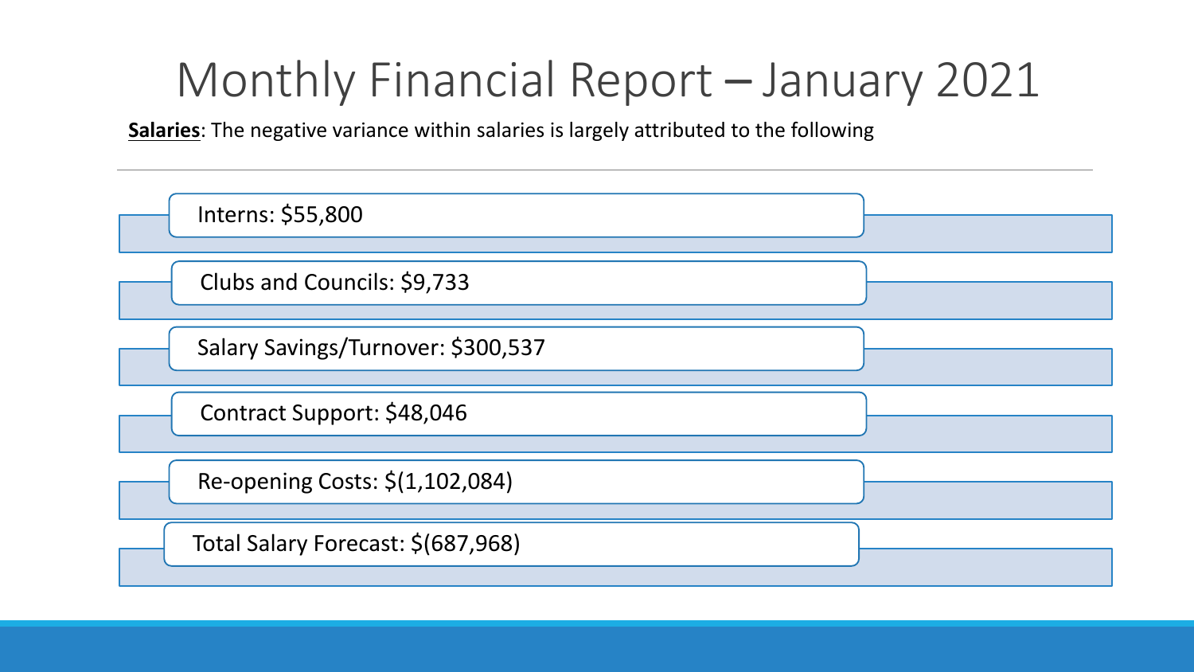# Monthly Financial Report – January 2021

**Salaries**: The negative variance within salaries is largely attributed to the following

- Interns: $55,800
- Clubs and Councils: $9,733
- Salary Savings/Turnover: $300,537
- Contract Support: $48,046
- Re-opening Costs: $(1,102,084)
- Total Salary Forecast: $(687,968)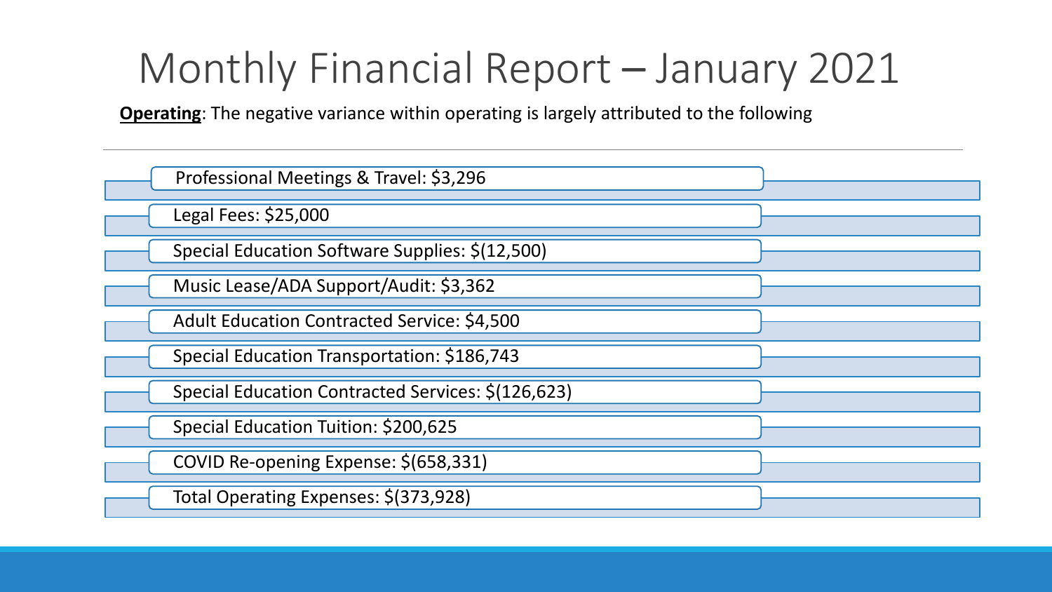# Monthly Financial Report – January 2021

**Operating**: The negative variance within operating is largely attributed to the following

- Professional Meetings & Travel: $3,296
- Legal Fees: $25,000
- Special Education Software Supplies: $(12,500)
- Music Lease/ADA Support/Audit: $3,362
- Adult Education Contracted Service: $4,500
- Special Education Transportation: $186,743
- Special Education Contracted Services: $(126,623)
- Special Education Tuition: $200,625
- COVID Re-opening Expense: $(658,331)
- Total Operating Expenses: $(373,928)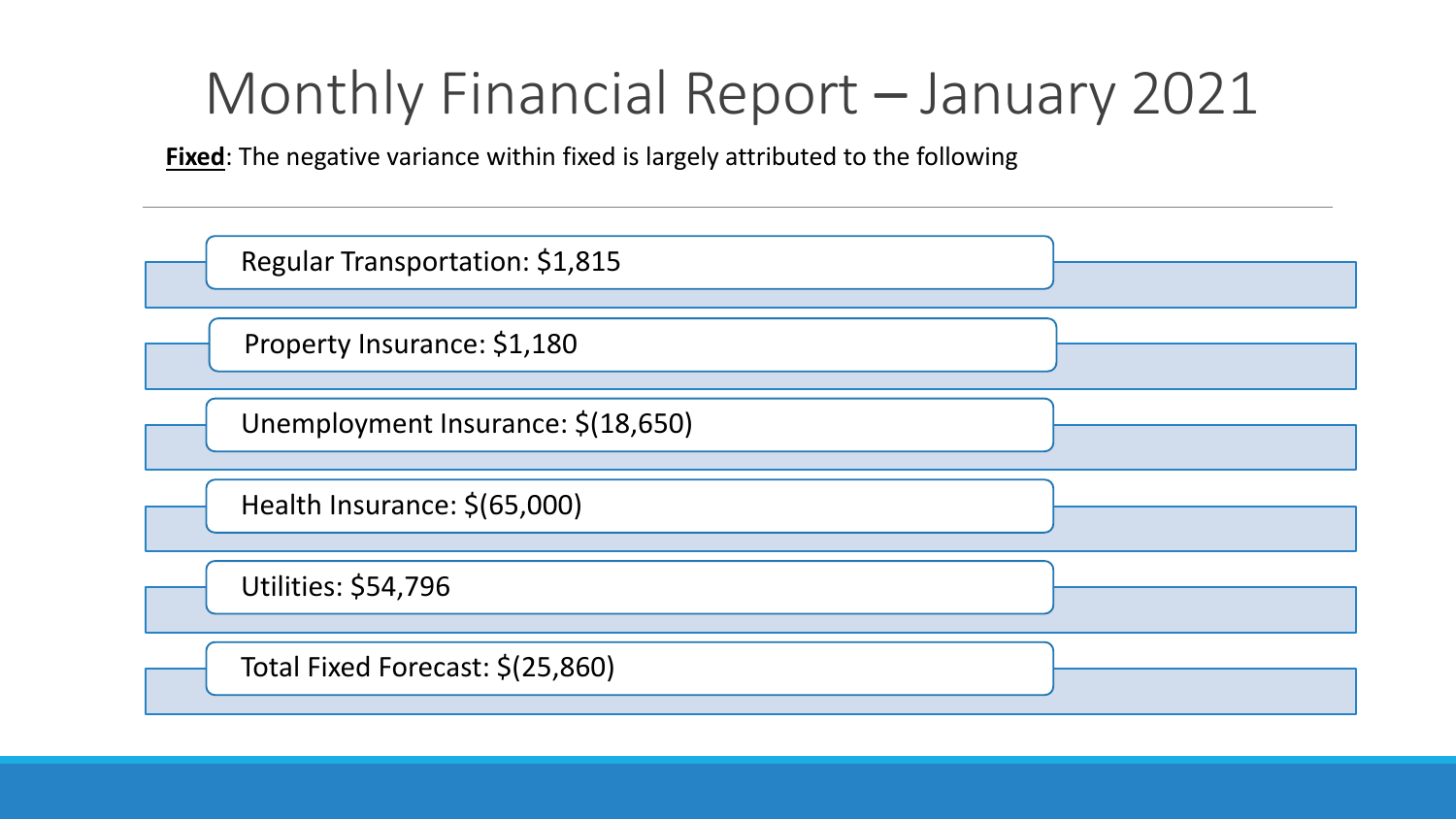# Monthly Financial Report – January 2021

**<u>Fixed</u>**: The negative variance within fixed is largely attributed to the following

- Regular Transportation: $1,815
- Property Insurance: $1,180
- Unemployment Insurance: $(18,650)
- Health Insurance: $(65,000)
- Utilities: $54,796
- Total Fixed Forecast: $(25,860)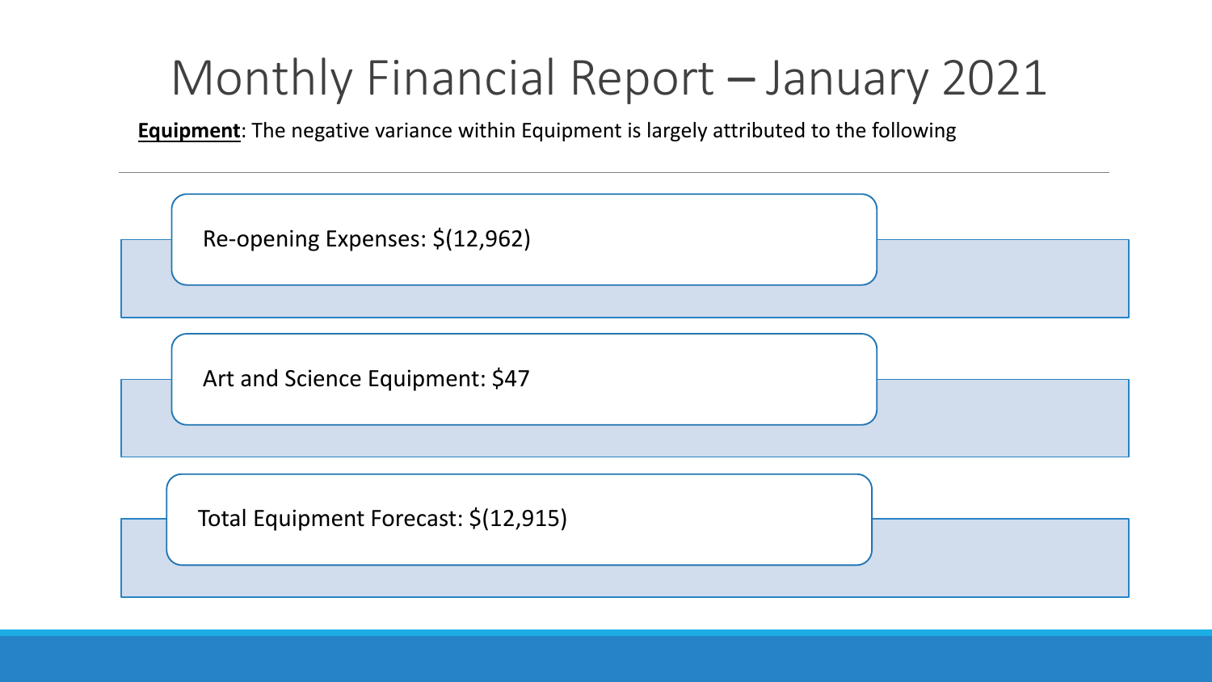# Monthly Financial Report – January 2021

**Equipment**: The negative variance within Equipment is largely attributed to the following

- Re-opening Expenses: $(12,962)
- Art and Science Equipment: $47
- Total Equipment Forecast: $(12,915)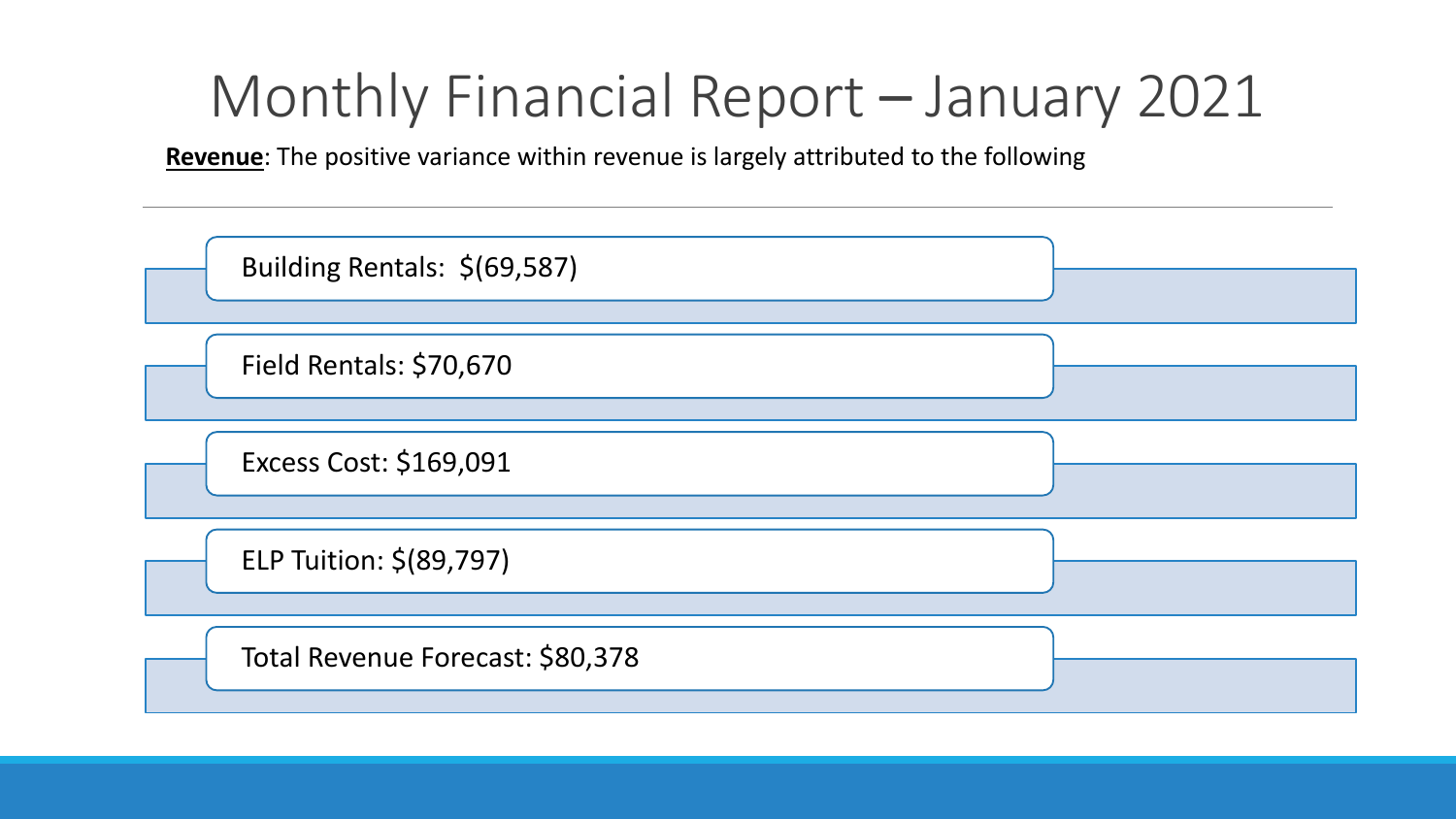# Monthly Financial Report – January 2021

**Revenue**: The positive variance within revenue is largely attributed to the following

- Building Rentals:  $(69,587)
- Field Rentals: $70,670
- Excess Cost: $169,091
- ELP Tuition: $(89,797)
- Total Revenue Forecast: $80,378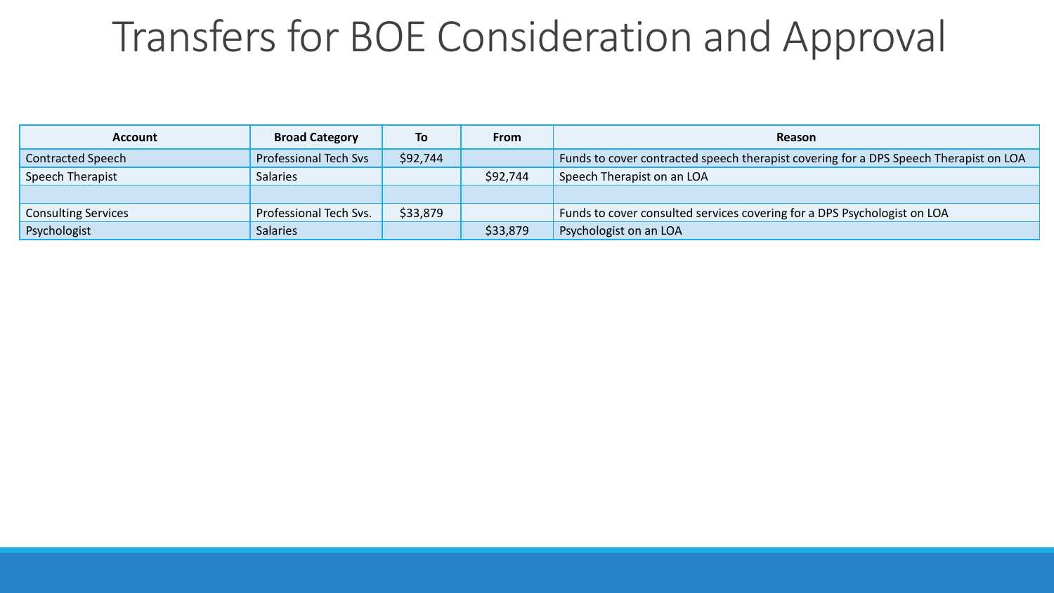# Transfers for BOE Consideration and Approval

| Account | Broad Category | To | From | Reason |
|---|---|---|---|---|
| Contracted Speech | Professional Tech Svs | $92,744 | | Funds to cover contracted speech therapist covering for a DPS Speech Therapist on LOA |
| Speech Therapist | Salaries | | $92,744 | Speech Therapist on an LOA |
| | | | | |
| Consulting Services | Professional Tech Svs. | $33,879 | | Funds to cover consulted services covering for a DPS Psychologist on LOA |
| Psychologist | Salaries | | $33,879 | Psychologist on an LOA |